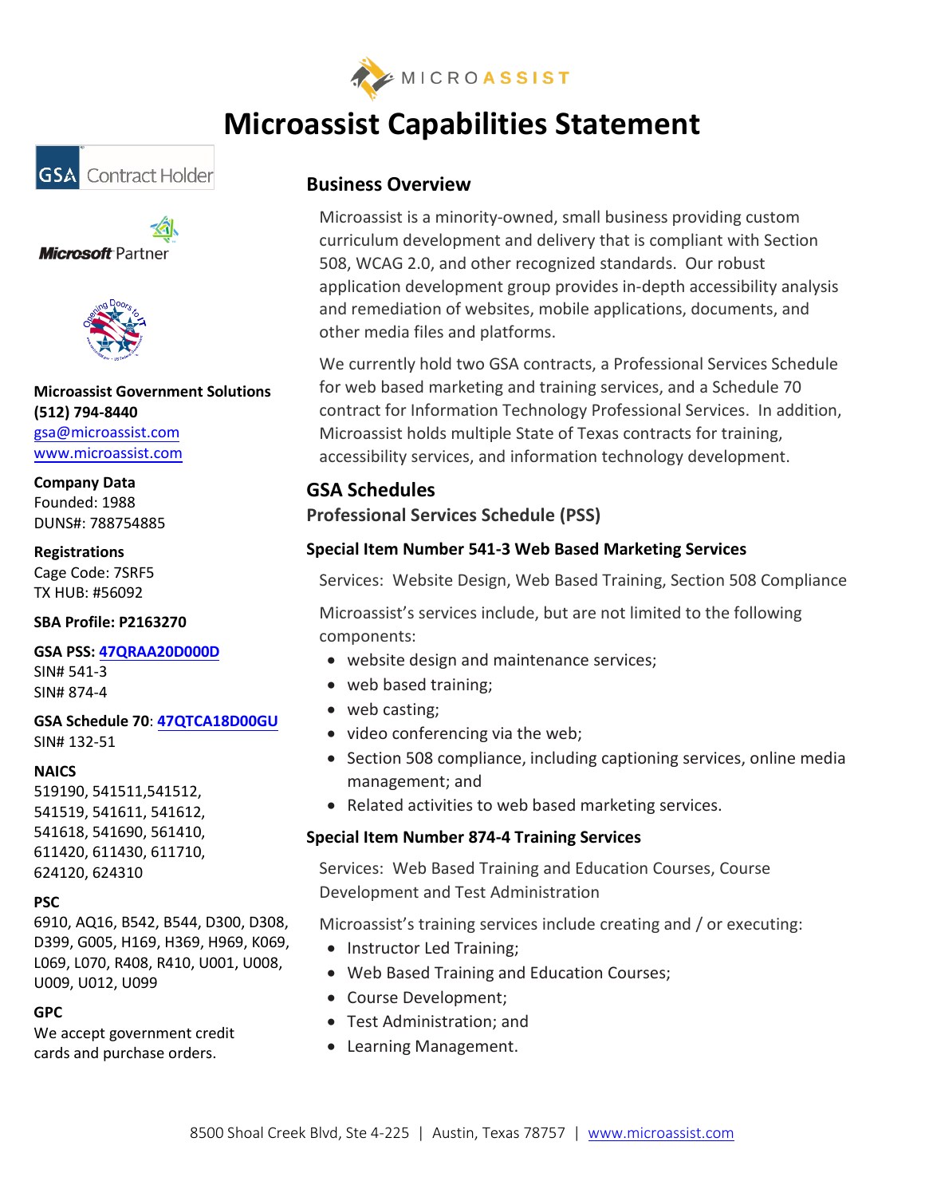# Microassist Capabilities Statement

## Business Overview

Microassist is a minority-owned, small business providing custom curriculum development and delivery that is compliant with Section 508, WCAG 2.0, and other recognized standards. Our robust application development group provides in-depth accessibility analysis and remediation of websites, mobile applications, documents, and other media files and platforms.

We currently hold two GSA contracts, a Professional Services Schedule for web based marketing and training services, and a Schedule 70 contract for Information Technology Professional Services. In addition, Microassist holds multiple State of Texas contracts for training, accessibility services, and information technology development.

## GSA Schedules

### Professional Services Schedule (PSS)

#### Special Item Number 541-3 Web Based Marketing Services

Services: Website Design, Web Based Training, Section 508 Compliance

Microassist's services include, but are not limited to the following components:

- website design and maintenance services;
- web based training;
- web casting;
- video conferencing via the web;
- Section 508 compliance, including captioning services, online media management; and
- Related activities to web based marketing services.

#### Special Item Number 874-4 Training Services

Services: Web Based Training and Education Courses, Course Development and Test Administration

Microassist's training services include creating and / or executing:

- Instructor Led Training;
- Web Based Training and Education Courses;
- Course Development;
- Test Administration; and
- Learning Management.

GSA Contract Holder

Microsoft Partner

**Microassist Government Solutions**
**(512) 794-8440**
gsa@microassist.com
www.microassist.com

**Company Data**
Founded: 1988
DUNS#: 788754885

**Registrations**
Cage Code: 7SRF5
TX HUB: #56092

**SBA Profile: P2163270**

**GSA PSS: 47QRAA20D000D**
SIN# 541-3
SIN# 874-4

**GSA Schedule 70**: **47QTCA18D00GU**
SIN# 132-51

**NAICS**
519190, 541511,541512, 541519, 541611, 541612, 541618, 541690, 561410, 611420, 611430, 611710, 624120, 624310

**PSC**
6910, AQ16, B542, B544, D300, D308, D399, G005, H169, H369, H969, K069, L069, L070, R408, R410, U001, U008, U009, U012, U099

**GPC**
We accept government credit cards and purchase orders.

8500 Shoal Creek Blvd, Ste 4-225 | Austin, Texas 78757 | www.microassist.com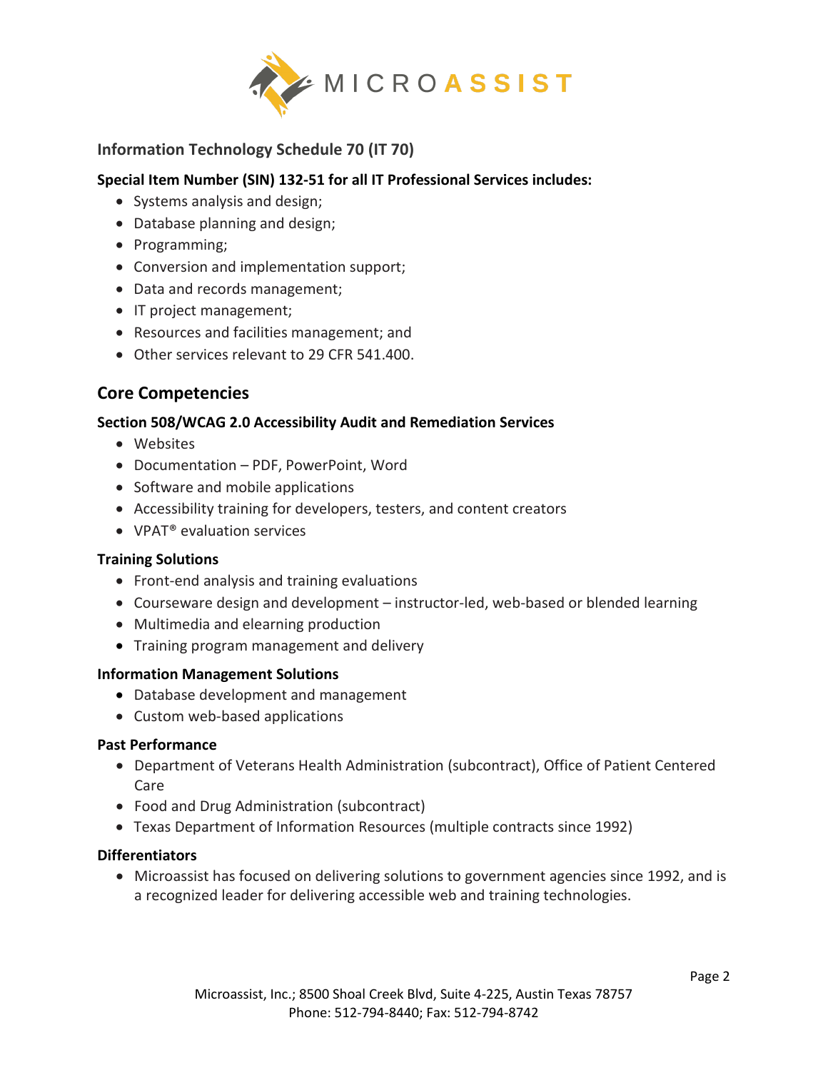## Information Technology Schedule 70 (IT 70)

**Special Item Number (SIN) 132-51 for all IT Professional Services includes:**

- Systems analysis and design;
- Database planning and design;
- Programming;
- Conversion and implementation support;
- Data and records management;
- IT project management;
- Resources and facilities management; and
- Other services relevant to 29 CFR 541.400.

## Core Competencies

**Section 508/WCAG 2.0 Accessibility Audit and Remediation Services**

- Websites
- Documentation – PDF, PowerPoint, Word
- Software and mobile applications
- Accessibility training for developers, testers, and content creators
- VPAT® evaluation services

**Training Solutions**

- Front-end analysis and training evaluations
- Courseware design and development – instructor-led, web-based or blended learning
- Multimedia and elearning production
- Training program management and delivery

**Information Management Solutions**

- Database development and management
- Custom web-based applications

**Past Performance**

- Department of Veterans Health Administration (subcontract), Office of Patient Centered Care
- Food and Drug Administration (subcontract)
- Texas Department of Information Resources (multiple contracts since 1992)

**Differentiators**

- Microassist has focused on delivering solutions to government agencies since 1992, and is a recognized leader for delivering accessible web and training technologies.

Microassist, Inc.; 8500 Shoal Creek Blvd, Suite 4-225, Austin Texas 78757
Phone: 512-794-8440; Fax: 512-794-8742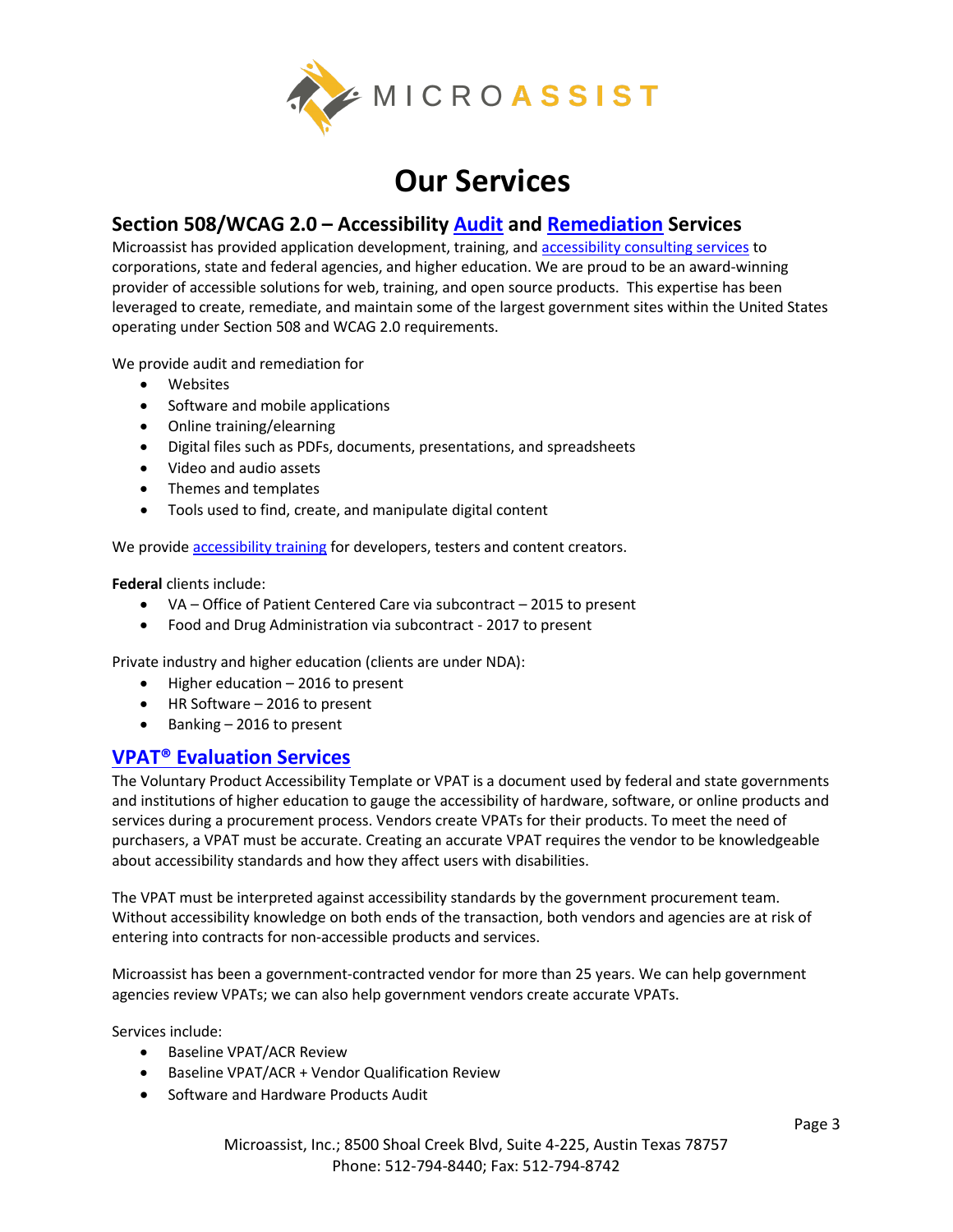# Our Services

## Section 508/WCAG 2.0 – Accessibility Audit and Remediation Services

Microassist has provided application development, training, and accessibility consulting services to corporations, state and federal agencies, and higher education. We are proud to be an award-winning provider of accessible solutions for web, training, and open source products. This expertise has been leveraged to create, remediate, and maintain some of the largest government sites within the United States operating under Section 508 and WCAG 2.0 requirements.

We provide audit and remediation for

- Websites
- Software and mobile applications
- Online training/elearning
- Digital files such as PDFs, documents, presentations, and spreadsheets
- Video and audio assets
- Themes and templates
- Tools used to find, create, and manipulate digital content

We provide accessibility training for developers, testers and content creators.

**Federal** clients include:

- VA – Office of Patient Centered Care via subcontract – 2015 to present
- Food and Drug Administration via subcontract - 2017 to present

Private industry and higher education (clients are under NDA):

- Higher education – 2016 to present
- HR Software – 2016 to present
- Banking – 2016 to present

## VPAT® Evaluation Services

The Voluntary Product Accessibility Template or VPAT is a document used by federal and state governments and institutions of higher education to gauge the accessibility of hardware, software, or online products and services during a procurement process. Vendors create VPATs for their products. To meet the need of purchasers, a VPAT must be accurate. Creating an accurate VPAT requires the vendor to be knowledgeable about accessibility standards and how they affect users with disabilities.

The VPAT must be interpreted against accessibility standards by the government procurement team. Without accessibility knowledge on both ends of the transaction, both vendors and agencies are at risk of entering into contracts for non-accessible products and services.

Microassist has been a government-contracted vendor for more than 25 years. We can help government agencies review VPATs; we can also help government vendors create accurate VPATs.

Services include:

- Baseline VPAT/ACR Review
- Baseline VPAT/ACR + Vendor Qualification Review
- Software and Hardware Products Audit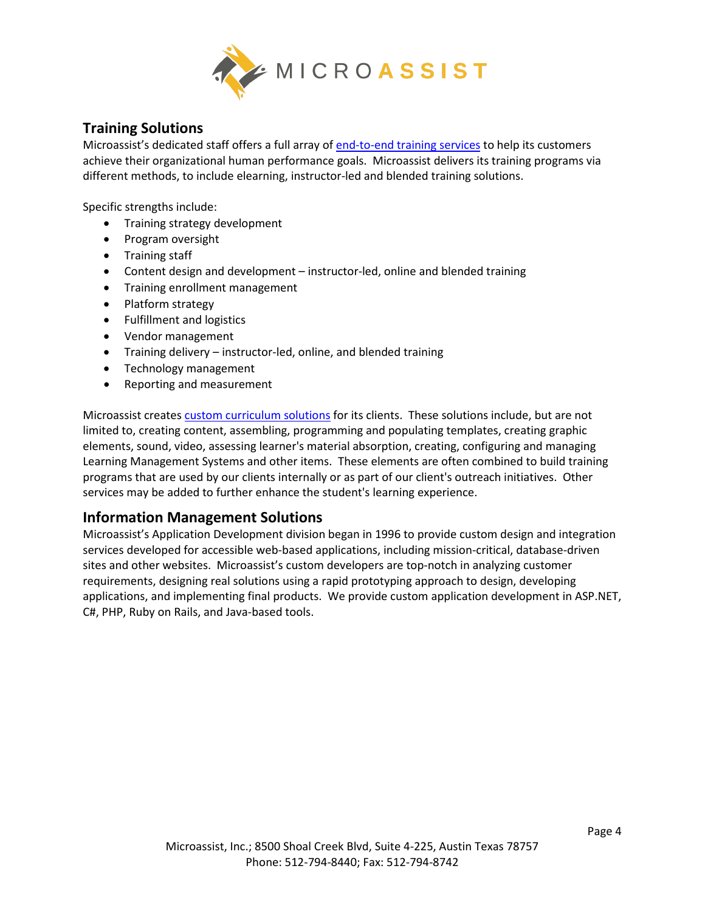## Training Solutions

Microassist's dedicated staff offers a full array of end-to-end training services to help its customers achieve their organizational human performance goals. Microassist delivers its training programs via different methods, to include elearning, instructor-led and blended training solutions.

Specific strengths include:

- Training strategy development
- Program oversight
- Training staff
- Content design and development – instructor-led, online and blended training
- Training enrollment management
- Platform strategy
- Fulfillment and logistics
- Vendor management
- Training delivery – instructor-led, online, and blended training
- Technology management
- Reporting and measurement

Microassist creates custom curriculum solutions for its clients. These solutions include, but are not limited to, creating content, assembling, programming and populating templates, creating graphic elements, sound, video, assessing learner's material absorption, creating, configuring and managing Learning Management Systems and other items. These elements are often combined to build training programs that are used by our clients internally or as part of our client's outreach initiatives. Other services may be added to further enhance the student's learning experience.

## Information Management Solutions

Microassist's Application Development division began in 1996 to provide custom design and integration services developed for accessible web-based applications, including mission-critical, database-driven sites and other websites. Microassist's custom developers are top-notch in analyzing customer requirements, designing real solutions using a rapid prototyping approach to design, developing applications, and implementing final products. We provide custom application development in ASP.NET, C#, PHP, Ruby on Rails, and Java-based tools.